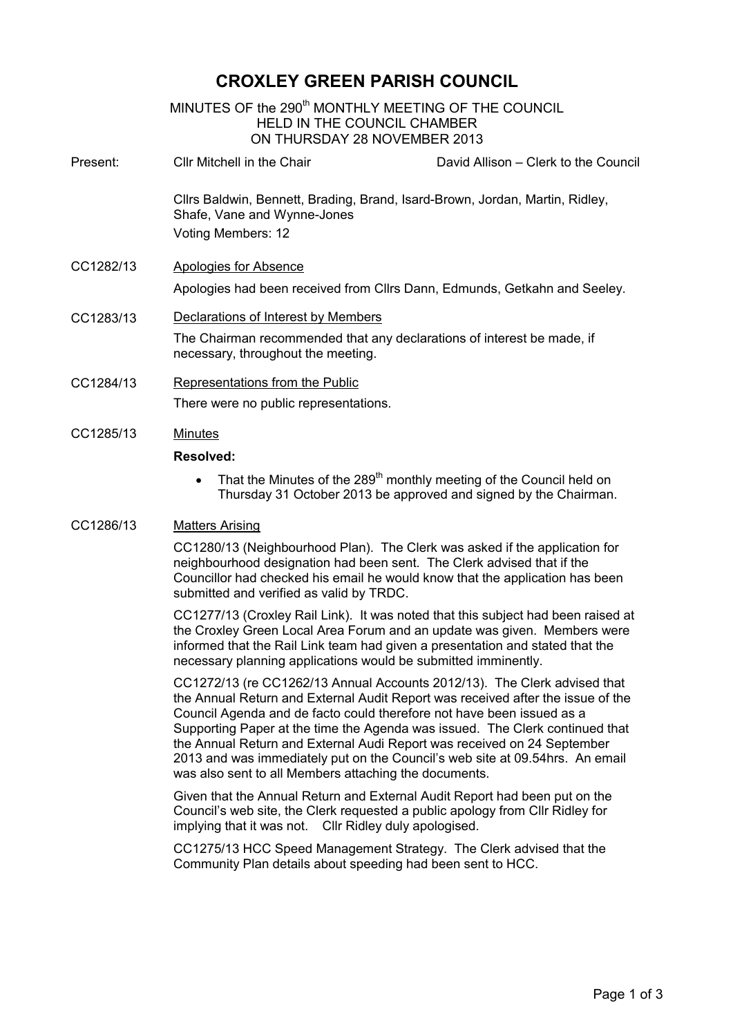# CROXLEY GREEN PARISH COUNCIL

MINUTES OF the 290th MONTHLY MEETING OF THE COUNCIL
HELD IN THE COUNCIL CHAMBER
ON THURSDAY 28 NOVEMBER 2013

**Present:** Cllr Mitchell in the Chair — David Allison – Clerk to the Council

Cllrs Baldwin, Bennett, Brading, Brand, Isard-Brown, Jordan, Martin, Ridley, Shafe, Vane and Wynne-Jones

Voting Members: 12

**CC1282/13** Apologies for Absence

Apologies had been received from Cllrs Dann, Edmunds, Getkahn and Seeley.

**CC1283/13** Declarations of Interest by Members

The Chairman recommended that any declarations of interest be made, if necessary, throughout the meeting.

**CC1284/13** Representations from the Public

There were no public representations.

**CC1285/13** Minutes

**Resolved:**

- That the Minutes of the 289th monthly meeting of the Council held on Thursday 31 October 2013 be approved and signed by the Chairman.

**CC1286/13** Matters Arising

CC1280/13 (Neighbourhood Plan). The Clerk was asked if the application for neighbourhood designation had been sent. The Clerk advised that if the Councillor had checked his email he would know that the application has been submitted and verified as valid by TRDC.

CC1277/13 (Croxley Rail Link). It was noted that this subject had been raised at the Croxley Green Local Area Forum and an update was given. Members were informed that the Rail Link team had given a presentation and stated that the necessary planning applications would be submitted imminently.

CC1272/13 (re CC1262/13 Annual Accounts 2012/13). The Clerk advised that the Annual Return and External Audit Report was received after the issue of the Council Agenda and de facto could therefore not have been issued as a Supporting Paper at the time the Agenda was issued. The Clerk continued that the Annual Return and External Audi Report was received on 24 September 2013 and was immediately put on the Council's web site at 09.54hrs. An email was also sent to all Members attaching the documents.

Given that the Annual Return and External Audit Report had been put on the Council's web site, the Clerk requested a public apology from Cllr Ridley for implying that it was not. Cllr Ridley duly apologised.

CC1275/13 HCC Speed Management Strategy. The Clerk advised that the Community Plan details about speeding had been sent to HCC.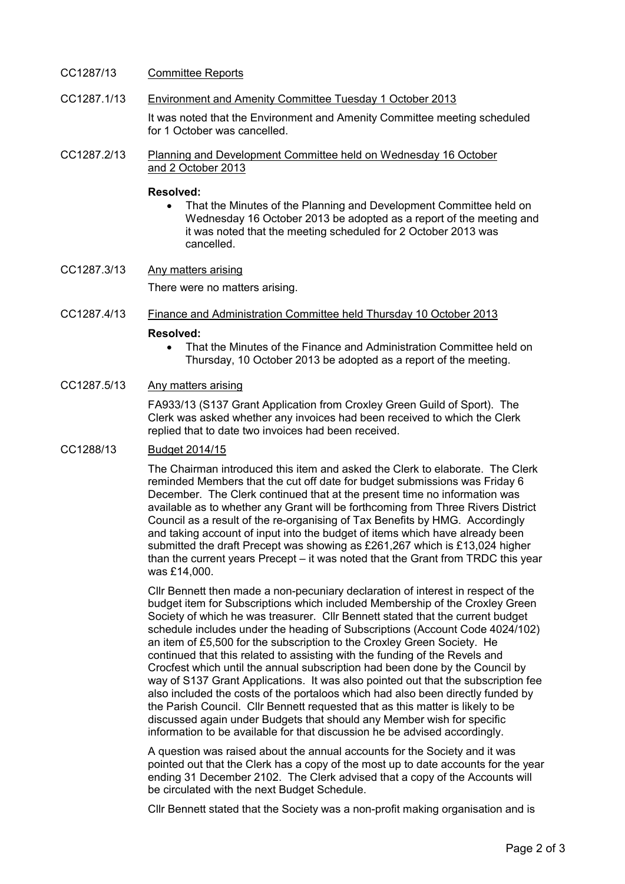CC1287/13 Committee Reports

CC1287.1/13 Environment and Amenity Committee Tuesday 1 October 2013

It was noted that the Environment and Amenity Committee meeting scheduled for 1 October was cancelled.

CC1287.2/13 Planning and Development Committee held on Wednesday 16 October and 2 October 2013

**Resolved:**

- That the Minutes of the Planning and Development Committee held on Wednesday 16 October 2013 be adopted as a report of the meeting and it was noted that the meeting scheduled for 2 October 2013 was cancelled.

CC1287.3/13 Any matters arising

There were no matters arising.

CC1287.4/13 Finance and Administration Committee held Thursday 10 October 2013

**Resolved:**

- That the Minutes of the Finance and Administration Committee held on Thursday, 10 October 2013 be adopted as a report of the meeting.

CC1287.5/13 Any matters arising

FA933/13 (S137 Grant Application from Croxley Green Guild of Sport). The Clerk was asked whether any invoices had been received to which the Clerk replied that to date two invoices had been received.

CC1288/13 Budget 2014/15

The Chairman introduced this item and asked the Clerk to elaborate. The Clerk reminded Members that the cut off date for budget submissions was Friday 6 December. The Clerk continued that at the present time no information was available as to whether any Grant will be forthcoming from Three Rivers District Council as a result of the re-organising of Tax Benefits by HMG. Accordingly and taking account of input into the budget of items which have already been submitted the draft Precept was showing as £261,267 which is £13,024 higher than the current years Precept – it was noted that the Grant from TRDC this year was £14,000.

Cllr Bennett then made a non-pecuniary declaration of interest in respect of the budget item for Subscriptions which included Membership of the Croxley Green Society of which he was treasurer. Cllr Bennett stated that the current budget schedule includes under the heading of Subscriptions (Account Code 4024/102) an item of £5,500 for the subscription to the Croxley Green Society. He continued that this related to assisting with the funding of the Revels and Crocfest which until the annual subscription had been done by the Council by way of S137 Grant Applications. It was also pointed out that the subscription fee also included the costs of the portaloos which had also been directly funded by the Parish Council. Cllr Bennett requested that as this matter is likely to be discussed again under Budgets that should any Member wish for specific information to be available for that discussion he be advised accordingly.

A question was raised about the annual accounts for the Society and it was pointed out that the Clerk has a copy of the most up to date accounts for the year ending 31 December 2102. The Clerk advised that a copy of the Accounts will be circulated with the next Budget Schedule.

Cllr Bennett stated that the Society was a non-profit making organisation and is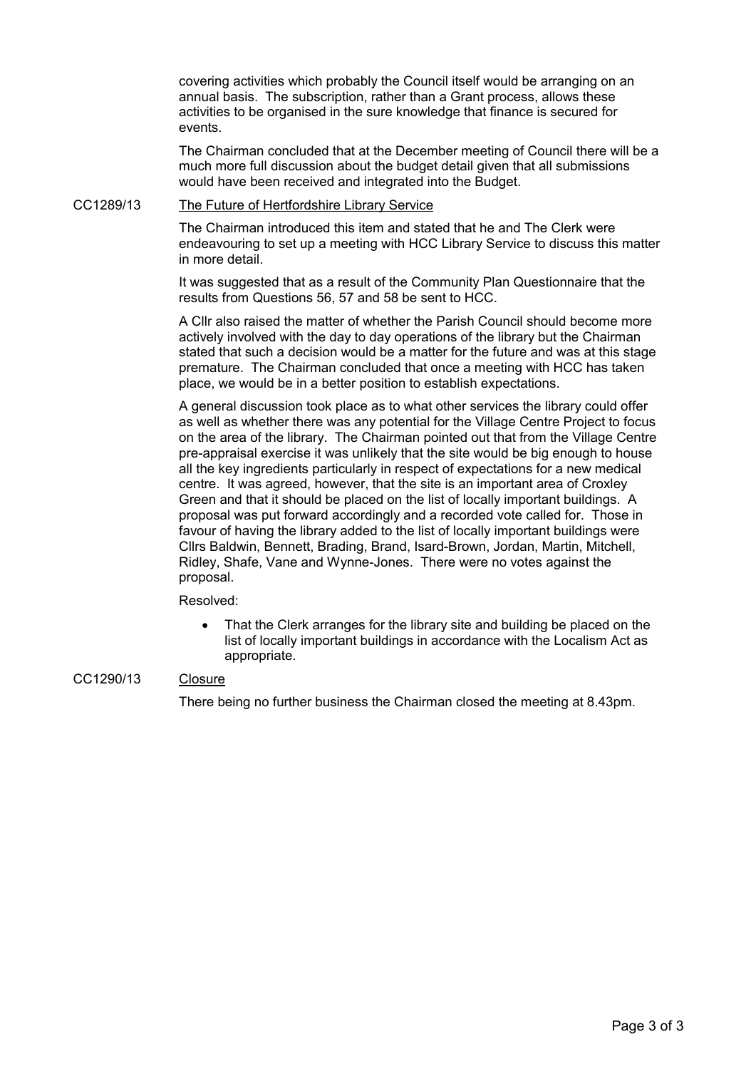covering activities which probably the Council itself would be arranging on an annual basis. The subscription, rather than a Grant process, allows these activities to be organised in the sure knowledge that finance is secured for events.

The Chairman concluded that at the December meeting of Council there will be a much more full discussion about the budget detail given that all submissions would have been received and integrated into the Budget.

**CC1289/13** <u>The Future of Hertfordshire Library Service</u>

The Chairman introduced this item and stated that he and The Clerk were endeavouring to set up a meeting with HCC Library Service to discuss this matter in more detail.

It was suggested that as a result of the Community Plan Questionnaire that the results from Questions 56, 57 and 58 be sent to HCC.

A Cllr also raised the matter of whether the Parish Council should become more actively involved with the day to day operations of the library but the Chairman stated that such a decision would be a matter for the future and was at this stage premature. The Chairman concluded that once a meeting with HCC has taken place, we would be in a better position to establish expectations.

A general discussion took place as to what other services the library could offer as well as whether there was any potential for the Village Centre Project to focus on the area of the library. The Chairman pointed out that from the Village Centre pre-appraisal exercise it was unlikely that the site would be big enough to house all the key ingredients particularly in respect of expectations for a new medical centre. It was agreed, however, that the site is an important area of Croxley Green and that it should be placed on the list of locally important buildings. A proposal was put forward accordingly and a recorded vote called for. Those in favour of having the library added to the list of locally important buildings were Cllrs Baldwin, Bennett, Brading, Brand, Isard-Brown, Jordan, Martin, Mitchell, Ridley, Shafe, Vane and Wynne-Jones. There were no votes against the proposal.

Resolved:

- That the Clerk arranges for the library site and building be placed on the list of locally important buildings in accordance with the Localism Act as appropriate.

**CC1290/13** <u>Closure</u>

There being no further business the Chairman closed the meeting at 8.43pm.